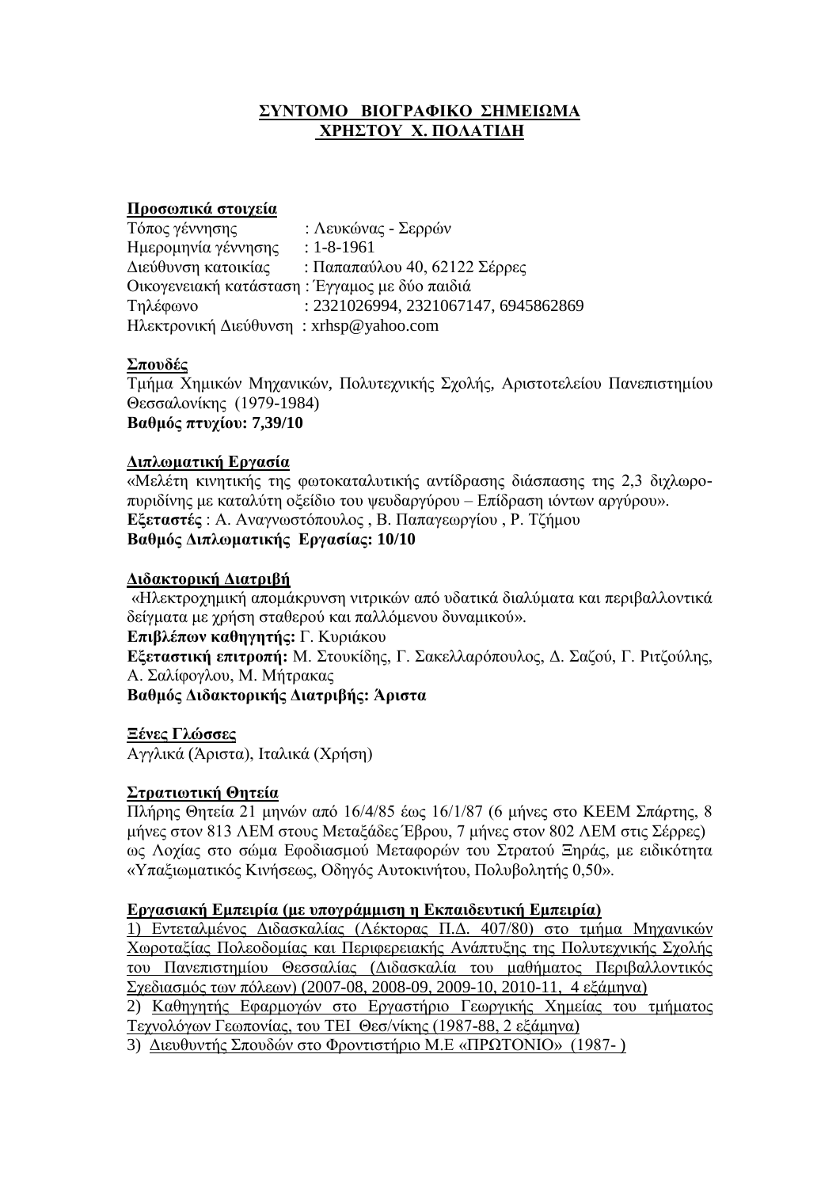# ΣΥΝΤΟΜΟ ΒΙΟΓΡΑΦΙΚΟ ΣΗΜΕΙΩΜΑ
# ΧΡΗΣΤΟΥ Χ. ΠΟΛΑΤΙΔΗ

**Προσωπικά στοιχεία**

Τόπος γέννησης : Λευκώνας - Σερρών
Ημερομηνία γέννησης : 1-8-1961
Διεύθυνση κατοικίας : Παπαπαύλου 40, 62122 Σέρρες
Οικογενειακή κατάσταση : Έγγαμος με δύο παιδιά
Τηλέφωνο : 2321026994, 2321067147, 6945862869
Ηλεκτρονική Διεύθυνση : xrhsp@yahoo.com

**Σπουδές**

Τμήμα Χημικών Μηχανικών, Πολυτεχνικής Σχολής, Αριστοτελείου Πανεπιστημίου Θεσσαλονίκης (1979-1984)
**Βαθμός πτυχίου: 7,39/10**

**Διπλωματική Εργασία**

«Μελέτη κινητικής της φωτοκαταλυτικής αντίδρασης διάσπασης της 2,3 διχλωροπυριδίνης με καταλύτη οξείδιο του ψευδαργύρου – Επίδραση ιόντων αργύρου».
**Εξεταστές** : Α. Αναγνωστόπουλος , Β. Παπαγεωργίου , Ρ. Τζήμου
**Βαθμός Διπλωματικής Εργασίας: 10/10**

**Διδακτορική Διατριβή**

«Ηλεκτροχημική απομάκρυνση νιτρικών από υδατικά διαλύματα και περιβαλλοντικά δείγματα με χρήση σταθερού και παλλόμενου δυναμικού».
**Επιβλέπων καθηγητής:** Γ. Κυριάκου
**Εξεταστική επιτροπή:** Μ. Στουκίδης, Γ. Σακελλαρόπουλος, Δ. Σαζού, Γ. Ριτζούλης, Α. Σαλίφογλου, Μ. Μήτρακας
**Βαθμός Διδακτορικής Διατριβής: Άριστα**

**Ξένες Γλώσσες**

Αγγλικά (Άριστα), Ιταλικά (Χρήση)

**Στρατιωτική Θητεία**

Πλήρης Θητεία 21 μηνών από 16/4/85 έως 16/1/87 (6 μήνες στο ΚΕΕΜ Σπάρτης, 8 μήνες στον 813 ΛΕΜ στους Μεταξάδες Έβρου, 7 μήνες στον 802 ΛΕΜ στις Σέρρες) ως Λοχίας στο σώμα Εφοδιασμού Μεταφορών του Στρατού Ξηράς, με ειδικότητα «Υπαξιωματικός Κινήσεως, Οδηγός Αυτοκινήτου, Πολυβολητής 0,50».

**Εργασιακή Εμπειρία (με υπογράμμιση η Εκπαιδευτική Εμπειρία)**

1) Εντεταλμένος Διδασκαλίας (Λέκτορας Π.Δ. 407/80) στο τμήμα Μηχανικών Χωροταξίας Πολεοδομίας και Περιφερειακής Ανάπτυξης της Πολυτεχνικής Σχολής του Πανεπιστημίου Θεσσαλίας (Διδασκαλία του μαθήματος Περιβαλλοντικός Σχεδιασμός των πόλεων) (2007-08, 2008-09, 2009-10, 2010-11, 4 εξάμηνα)
2) Καθηγητής Εφαρμογών στο Εργαστήριο Γεωργικής Χημείας του τμήματος Τεχνολόγων Γεωπονίας, του ΤΕΙ Θεσ/νίκης (1987-88, 2 εξάμηνα)
3) Διευθυντής Σπουδών στο Φροντιστήριο Μ.Ε «ΠΡΩΤΟΝΙΟ» (1987- )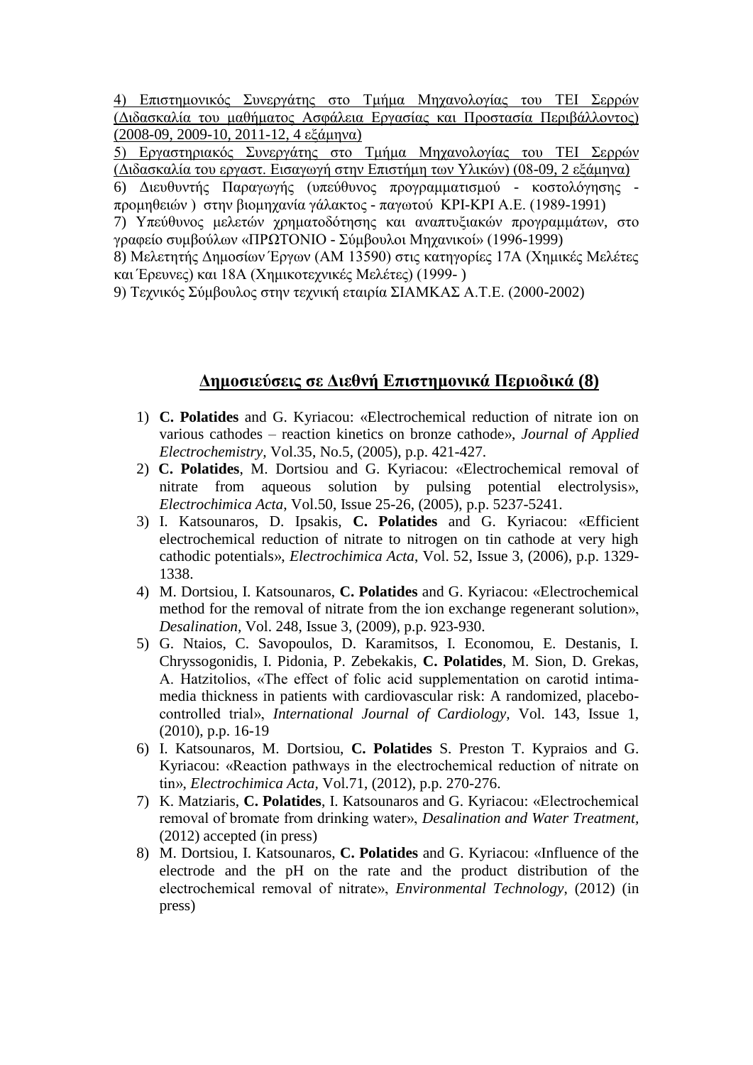4) Επιστημονικός Συνεργάτης στο Τμήμα Μηχανολογίας του ΤΕΙ Σερρών (Διδασκαλία του μαθήματος Ασφάλεια Εργασίας και Προστασία Περιβάλλοντος) (2008-09, 2009-10, 2011-12, 4 εξάμηνα)

5) Εργαστηριακός Συνεργάτης στο Τμήμα Μηχανολογίας του ΤΕΙ Σερρών (Διδασκαλία του εργαστ. Εισαγωγή στην Επιστήμη των Υλικών) (08-09, 2 εξάμηνα)

6) Διευθυντής Παραγωγής (υπεύθυνος προγραμματισμού - κοστολόγησης - προμηθειών ) στην βιομηχανία γάλακτος - παγωτού ΚΡΙ-ΚΡΙ Α.Ε. (1989-1991)

7) Υπεύθυνος μελετών χρηματοδότησης και αναπτυξιακών προγραμμάτων, στο γραφείο συμβούλων «ΠΡΩΤΟΝΙΟ - Σύμβουλοι Μηχανικοί» (1996-1999)

8) Μελετητής Δημοσίων Έργων (ΑΜ 13590) στις κατηγορίες 17Α (Χημικές Μελέτες και Έρευνες) και 18Α (Χημικοτεχνικές Μελέτες) (1999- )

9) Τεχνικός Σύμβουλος στην τεχνική εταιρία ΣΙΑΜΚΑΣ Α.Τ.Ε. (2000-2002)

## Δημοσιεύσεις σε Διεθνή Επιστημονικά Περιοδικά (8)

1) **C. Polatides** and G. Kyriacou: «Electrochemical reduction of nitrate ion on various cathodes – reaction kinetics on bronze cathode», *Journal of Applied Electrochemistry*, Vol.35, No.5, (2005), p.p. 421-427.
2) **C. Polatides**, M. Dortsiou and G. Kyriacou: «Electrochemical removal of nitrate from aqueous solution by pulsing potential electrolysis», *Electrochimica Acta*, Vol.50, Issue 25-26, (2005), p.p. 5237-5241.
3) I. Katsounaros, D. Ipsakis, **C. Polatides** and G. Kyriacou: «Efficient electrochemical reduction of nitrate to nitrogen on tin cathode at very high cathodic potentials», *Electrochimica Acta*, Vol. 52, Issue 3, (2006), p.p. 1329-1338.
4) M. Dortsiou, I. Katsounaros, **C. Polatides** and G. Kyriacou: «Electrochemical method for the removal of nitrate from the ion exchange regenerant solution», *Desalination*, Vol. 248, Issue 3, (2009), p.p. 923-930.
5) G. Ntaios, C. Savopoulos, D. Karamitsos, I. Economou, E. Destanis, I. Chryssogonidis, I. Pidonia, P. Zebekakis, **C. Polatides**, M. Sion, D. Grekas, A. Hatzitolios, «The effect of folic acid supplementation on carotid intima-media thickness in patients with cardiovascular risk: A randomized, placebo-controlled trial», *International Journal of Cardiology*, Vol. 143, Issue 1, (2010), p.p. 16-19
6) I. Katsounaros, M. Dortsiou, **C. Polatides** S. Preston T. Kypraios and G. Kyriacou: «Reaction pathways in the electrochemical reduction of nitrate on tin», *Electrochimica Acta*, Vol.71, (2012), p.p. 270-276.
7) K. Matziaris, **C. Polatides**, I. Katsounaros and G. Kyriacou: «Electrochemical removal of bromate from drinking water», *Desalination and Water Treatment*, (2012) accepted (in press)
8) M. Dortsiou, I. Katsounaros, **C. Polatides** and G. Kyriacou: «Influence of the electrode and the pH on the rate and the product distribution of the electrochemical removal of nitrate», *Environmental Technology*, (2012) (in press)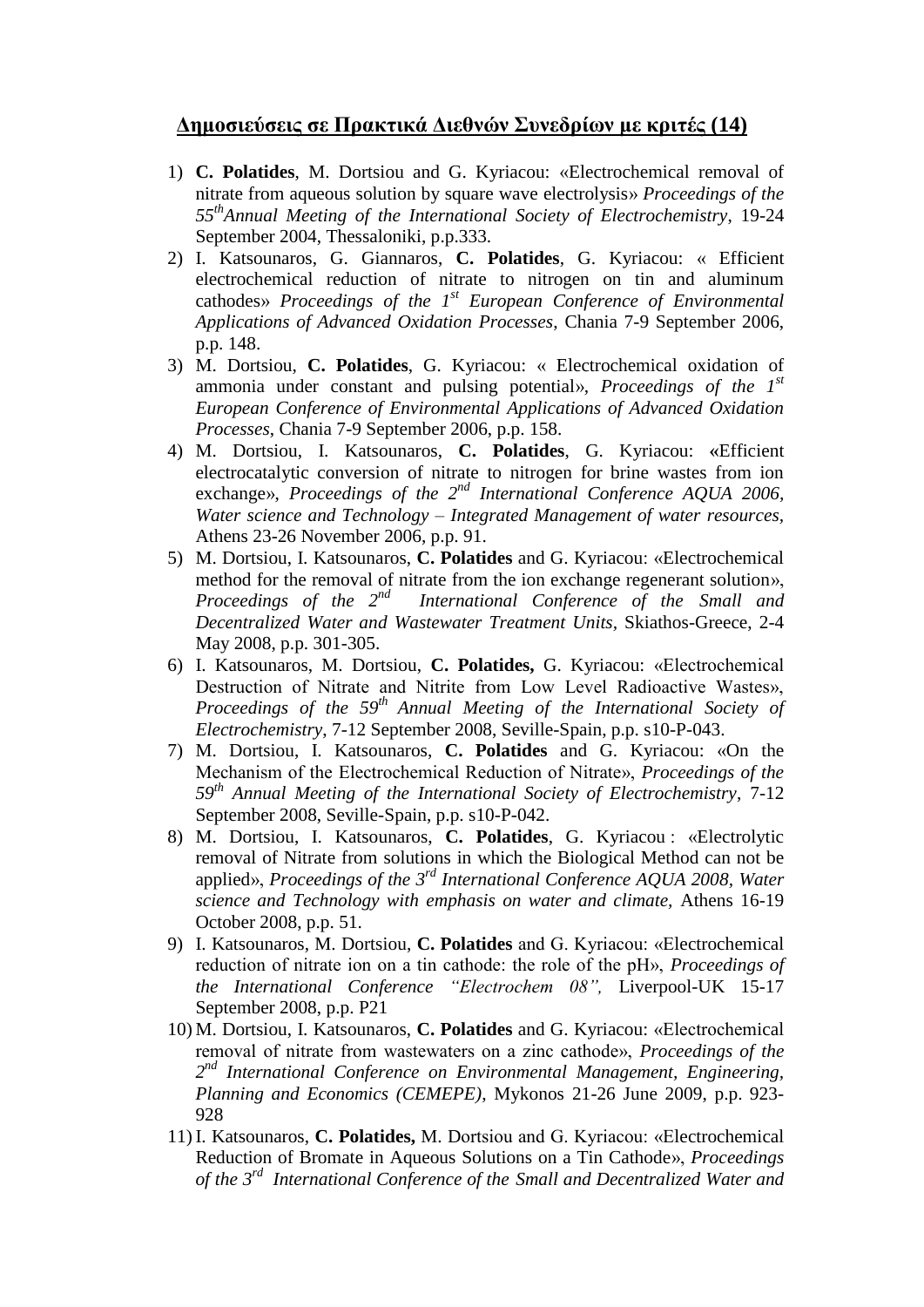## Δημοσιεύσεις σε Πρακτικά Διεθνών Συνεδρίων με κριτές (14)

1) **C. Polatides**, M. Dortsiou and G. Kyriacou: «Electrochemical removal of nitrate from aqueous solution by square wave electrolysis» *Proceedings of the 55th Annual Meeting of the International Society of Electrochemistry*, 19-24 September 2004, Thessaloniki, p.p.333.
2) I. Katsounaros, G. Giannaros, **C. Polatides**, G. Kyriacou: « Efficient electrochemical reduction of nitrate to nitrogen on tin and aluminum cathodes» *Proceedings of the 1st European Conference of Environmental Applications of Advanced Oxidation Processes*, Chania 7-9 September 2006, p.p. 148.
3) M. Dortsiou, **C. Polatides**, G. Kyriacou: « Electrochemical oxidation of ammonia under constant and pulsing potential», *Proceedings of the 1st European Conference of Environmental Applications of Advanced Oxidation Processes*, Chania 7-9 September 2006, p.p. 158.
4) M. Dortsiou, I. Katsounaros, **C. Polatides**, G. Kyriacou: «Efficient electrocatalytic conversion of nitrate to nitrogen for brine wastes from ion exchange», *Proceedings of the 2nd International Conference AQUA 2006, Water science and Technology – Integrated Management of water resources*, Athens 23-26 November 2006, p.p. 91.
5) M. Dortsiou, I. Katsounaros, **C. Polatides** and G. Kyriacou: «Electrochemical method for the removal of nitrate from the ion exchange regenerant solution», *Proceedings of the 2nd International Conference of the Small and Decentralized Water and Wastewater Treatment Units*, Skiathos-Greece, 2-4 May 2008, p.p. 301-305.
6) I. Katsounaros, M. Dortsiou, **C. Polatides,** G. Kyriacou: «Electrochemical Destruction of Nitrate and Nitrite from Low Level Radioactive Wastes», *Proceedings of the 59th Annual Meeting of the International Society of Electrochemistry*, 7-12 September 2008, Seville-Spain, p.p. s10-P-043.
7) M. Dortsiou, I. Katsounaros, **C. Polatides** and G. Kyriacou: «On the Mechanism of the Electrochemical Reduction of Nitrate», *Proceedings of the 59th Annual Meeting of the International Society of Electrochemistry*, 7-12 September 2008, Seville-Spain, p.p. s10-P-042.
8) M. Dortsiou, I. Katsounaros, **C. Polatides**, G. Kyriacou : «Electrolytic removal of Nitrate from solutions in which the Biological Method can not be applied», *Proceedings of the 3rd International Conference AQUA 2008, Water science and Technology with emphasis on water and climate*, Athens 16-19 October 2008, p.p. 51.
9) I. Katsounaros, M. Dortsiou, **C. Polatides** and G. Kyriacou: «Electrochemical reduction of nitrate ion on a tin cathode: the role of the pH», *Proceedings of the International Conference "Electrochem 08",* Liverpool-UK 15-17 September 2008, p.p. P21
10) M. Dortsiou, I. Katsounaros, **C. Polatides** and G. Kyriacou: «Electrochemical removal of nitrate from wastewaters on a zinc cathode», *Proceedings of the 2nd International Conference on Environmental Management, Engineering, Planning and Economics (CEMEPE)*, Mykonos 21-26 June 2009, p.p. 923-928
11) I. Katsounaros, **C. Polatides,** M. Dortsiou and G. Kyriacou: «Electrochemical Reduction of Bromate in Aqueous Solutions on a Tin Cathode», *Proceedings of the 3rd International Conference of the Small and Decentralized Water and*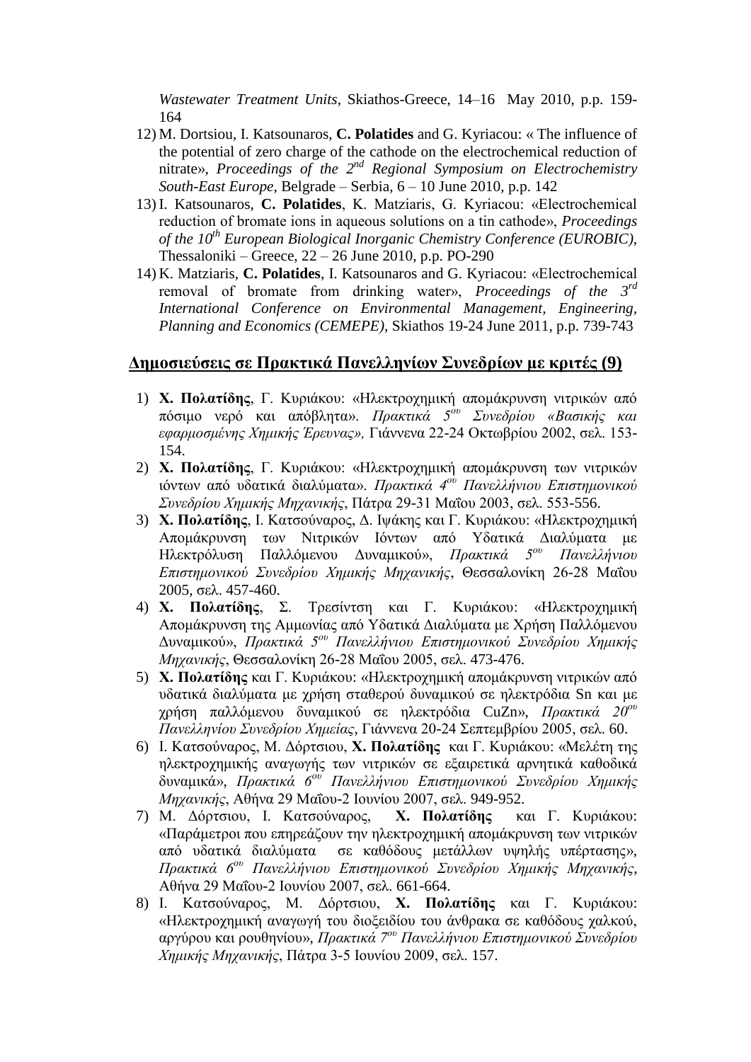*Wastewater Treatment Units*, Skiathos-Greece, 14–16 May 2010, p.p. 159-164

12) M. Dortsiou, I. Katsounaros, **C. Polatides** and G. Kyriacou: « The influence of the potential of zero charge of the cathode on the electrochemical reduction of nitrate», *Proceedings of the 2nd Regional Symposium on Electrochemistry South-East Europe*, Belgrade – Serbia, 6 – 10 June 2010, p.p. 142
13) I. Katsounaros, **C. Polatides**, K. Matziaris, G. Kyriacou: «Electrochemical reduction of bromate ions in aqueous solutions on a tin cathode», *Proceedings of the 10th European Biological Inorganic Chemistry Conference (EUROBIC)*, Thessaloniki – Greece, 22 – 26 June 2010, p.p. PO-290
14) K. Matziaris, **C. Polatides**, I. Katsounaros and G. Kyriacou: «Electrochemical removal of bromate from drinking water», *Proceedings of the 3rd International Conference on Environmental Management, Engineering, Planning and Economics (CEMEPE)*, Skiathos 19-24 June 2011, p.p. 739-743

## Δημοσιεύσεις σε Πρακτικά Πανελληνίων Συνεδρίων με κριτές (9)

1) **Χ. Πολατίδης**, Γ. Κυριάκου: «Ηλεκτροχημική απομάκρυνση νιτρικών από πόσιμο νερό και απόβλητα». *Πρακτικά 5ου Συνεδρίου «Βασικής και εφαρμοσμένης Χημικής Έρευνας»,* Γιάννενα 22-24 Οκτωβρίου 2002, σελ. 153-154.
2) **Χ. Πολατίδης**, Γ. Κυριάκου: «Ηλεκτροχημική απομάκρυνση των νιτρικών ιόντων από υδατικά διαλύματα». *Πρακτικά 4ου Πανελλήνιου Επιστημονικού Συνεδρίου Χημικής Μηχανικής*, Πάτρα 29-31 Μαΐου 2003, σελ. 553-556.
3) **Χ. Πολατίδης**, Ι. Κατσούναρος, Δ. Ιψάκης και Γ. Κυριάκου: «Ηλεκτροχημική Απομάκρυνση των Νιτρικών Ιόντων από Υδατικά Διαλύματα με Ηλεκτρόλυση Παλλόμενου Δυναμικού», *Πρακτικά 5ου Πανελλήνιου Επιστημονικού Συνεδρίου Χημικής Μηχανικής*, Θεσσαλονίκη 26-28 Μαΐου 2005, σελ. 457-460.
4) **Χ. Πολατίδης**, Σ. Τρεσίντση και Γ. Κυριάκου: «Ηλεκτροχημική Απομάκρυνση της Αμμωνίας από Υδατικά Διαλύματα με Χρήση Παλλόμενου Δυναμικού», *Πρακτικά 5ου Πανελλήνιου Επιστημονικού Συνεδρίου Χημικής Μηχανικής*, Θεσσαλονίκη 26-28 Μαΐου 2005, σελ. 473-476.
5) **Χ. Πολατίδης** και Γ. Κυριάκου: «Ηλεκτροχημική απομάκρυνση νιτρικών από υδατικά διαλύματα με χρήση σταθερού δυναμικού σε ηλεκτρόδια Sn και με χρήση παλλόμενου δυναμικού σε ηλεκτρόδια CuZn», *Πρακτικά 20ου Πανελληνίου Συνεδρίου Χημείας*, Γιάννενα 20-24 Σεπτεμβρίου 2005, σελ. 60.
6) Ι. Κατσούναρος, Μ. Δόρτσιου, **Χ. Πολατίδης** και Γ. Κυριάκου: «Μελέτη της ηλεκτροχημικής αναγωγής των νιτρικών σε εξαιρετικά αρνητικά καθοδικά δυναμικά», *Πρακτικά 6ου Πανελλήνιου Επιστημονικού Συνεδρίου Χημικής Μηχανικής*, Αθήνα 29 Μαΐου-2 Ιουνίου 2007, σελ. 949-952.
7) Μ. Δόρτσιου, Ι. Κατσούναρος, **Χ. Πολατίδης** και Γ. Κυριάκου: «Παράμετροι που επηρεάζουν την ηλεκτροχημική απομάκρυνση των νιτρικών από υδατικά διαλύματα σε καθόδους μετάλλων υψηλής υπέρτασης», *Πρακτικά 6ου Πανελλήνιου Επιστημονικού Συνεδρίου Χημικής Μηχανικής*, Αθήνα 29 Μαΐου-2 Ιουνίου 2007, σελ. 661-664.
8) Ι. Κατσούναρος, Μ. Δόρτσιου, **Χ. Πολατίδης** και Γ. Κυριάκου: «Ηλεκτροχημική αναγωγή του διοξειδίου του άνθρακα σε καθόδους χαλκού, αργύρου και ρουθηνίου», *Πρακτικά 7ου Πανελλήνιου Επιστημονικού Συνεδρίου Χημικής Μηχανικής*, Πάτρα 3-5 Ιουνίου 2009, σελ. 157.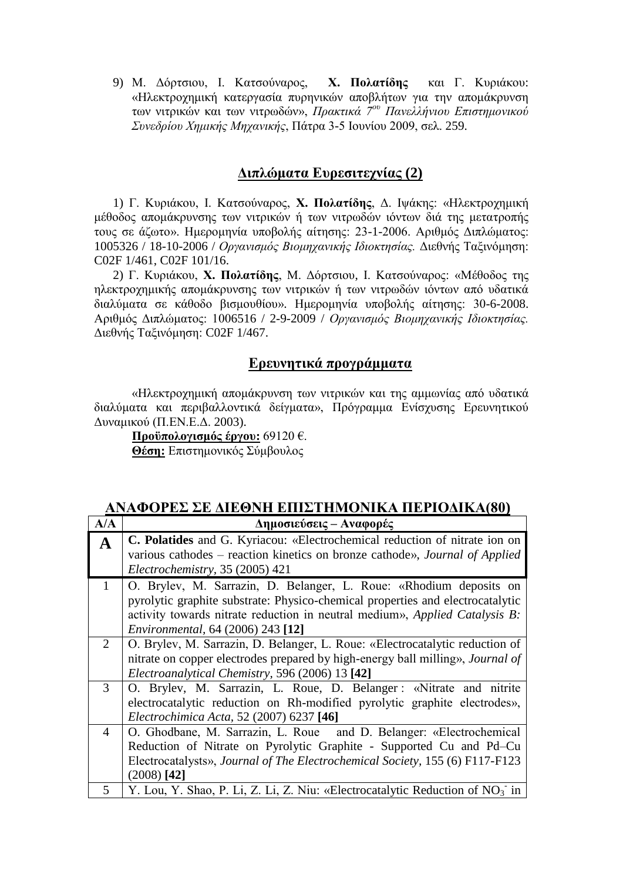9) Μ. Δόρτσιου, Ι. Κατσούναρος, **Χ. Πολατίδης** και Γ. Κυριάκου: «Ηλεκτροχημική κατεργασία πυρηνικών αποβλήτων για την απομάκρυνση των νιτρικών και των νιτρωδών», *Πρακτικά 7ου Πανελλήνιου Επιστημονικού Συνεδρίου Χημικής Μηχανικής*, Πάτρα 3-5 Ιουνίου 2009, σελ. 259.

## Διπλώματα Ευρεσιτεχνίας (2)

1) Γ. Κυριάκου, Ι. Κατσούναρος, **Χ. Πολατίδης**, Δ. Ιψάκης: «Ηλεκτροχημική μέθοδος απομάκρυνσης των νιτρικών ή των νιτρωδών ιόντων διά της μετατροπής τους σε άζωτο». Ημερομηνία υποβολής αίτησης: 23-1-2006. Αριθμός Διπλώματος: 1005326 / 18-10-2006 / *Οργανισμός Βιομηχανικής Ιδιοκτησίας.* Διεθνής Ταξινόμηση: C02F 1/461, C02F 101/16.

2) Γ. Κυριάκου, **Χ. Πολατίδης**, Μ. Δόρτσιου, Ι. Κατσούναρος: «Μέθοδος της ηλεκτροχημικής απομάκρυνσης των νιτρικών ή των νιτρωδών ιόντων από υδατικά διαλύματα σε κάθοδο βισμουθίου». Ημερομηνία υποβολής αίτησης: 30-6-2008. Αριθμός Διπλώματος: 1006516 / 2-9-2009 / *Οργανισμός Βιομηχανικής Ιδιοκτησίας.* Διεθνής Ταξινόμηση: C02F 1/467.

## Ερευνητικά προγράμματα

«Ηλεκτροχημική απομάκρυνση των νιτρικών και της αμμωνίας από υδατικά διαλύματα και περιβαλλοντικά δείγματα», Πρόγραμμα Ενίσχυσης Ερευνητικού Δυναμικού (Π.ΕΝ.Ε.Δ. 2003).

**Προϋπολογισμός έργου:** 69120 €.

**Θέση:** Επιστημονικός Σύμβουλος

## ΑΝΑΦΟΡΕΣ ΣΕ ΔΙΕΘΝΗ ΕΠΙΣΤΗΜΟΝΙΚΑ ΠΕΡΙΟΔΙΚΑ(80)

| Α/Α | Δημοσιεύσεις – Αναφορές |
|---|---|
| **A** | **C. Polatides** and G. Kyriacou: «Electrochemical reduction of nitrate ion on various cathodes – reaction kinetics on bronze cathode», *Journal of Applied Electrochemistry,* 35 (2005) 421 |
| 1 | O. Brylev, M. Sarrazin, D. Belanger, L. Roue: «Rhodium deposits on pyrolytic graphite substrate: Physico-chemical properties and electrocatalytic activity towards nitrate reduction in neutral medium», *Applied Catalysis B: Environmental,* 64 (2006) 243 **[12]** |
| 2 | O. Brylev, M. Sarrazin, D. Belanger, L. Roue: «Electrocatalytic reduction of nitrate on copper electrodes prepared by high-energy ball milling», *Journal of Electroanalytical Chemistry,* 596 (2006) 13 **[42]** |
| 3 | O. Brylev, M. Sarrazin, L. Roue, D. Belanger : «Nitrate and nitrite electrocatalytic reduction on Rh-modified pyrolytic graphite electrodes», *Electrochimica Acta,* 52 (2007) 6237 **[46]** |
| 4 | O. Ghodbane, M. Sarrazin, L. Roue and D. Belanger: «Electrochemical Reduction of Nitrate on Pyrolytic Graphite - Supported Cu and Pd–Cu Electrocatalysts», *Journal of The Electrochemical Society,* 155 (6) F117-F123 (2008) **[42]** |
| 5 | Y. Lou, Y. Shao, P. Li, Z. Li, Z. Niu: «Electrocatalytic Reduction of $NO_3^-$ in |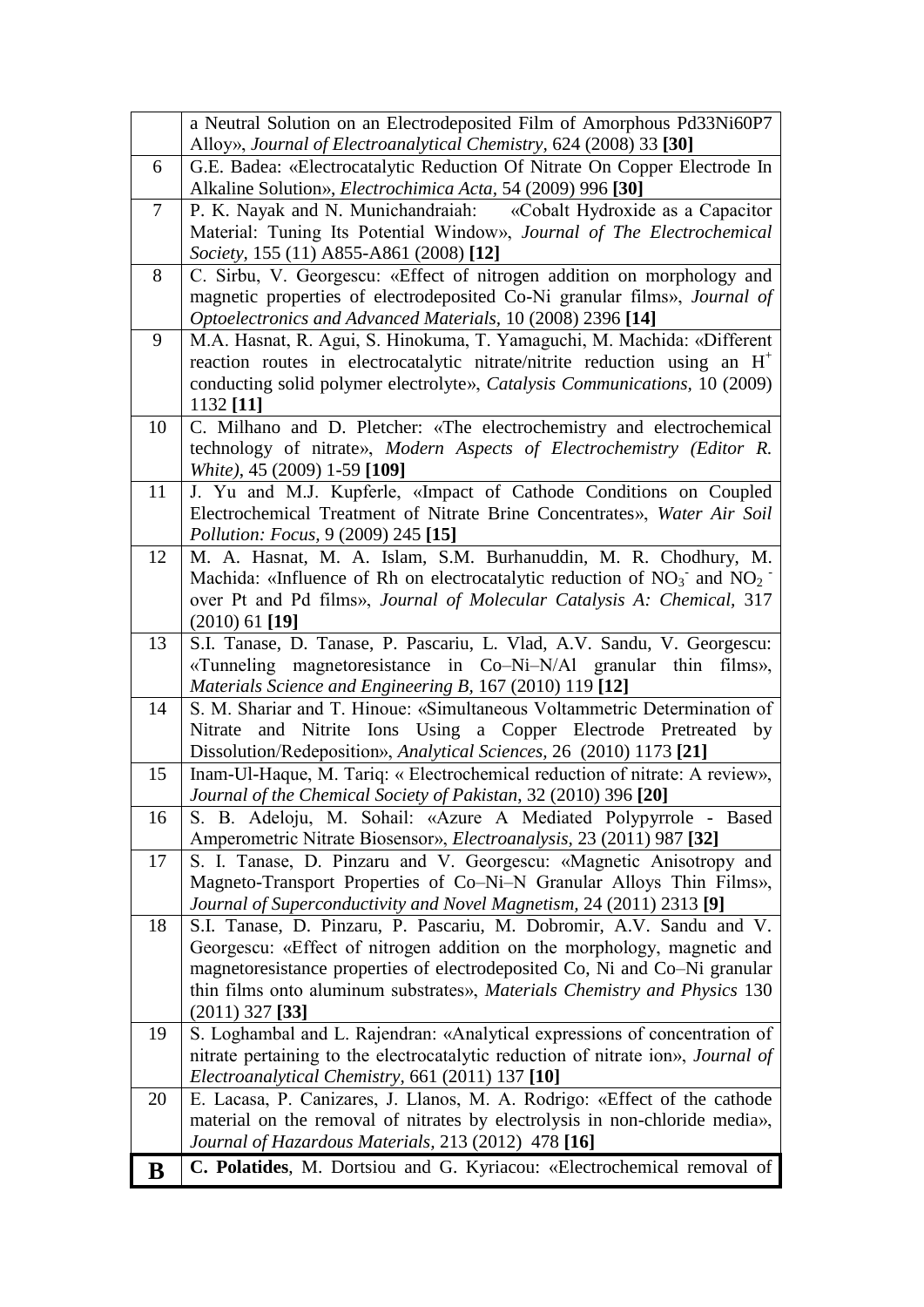| | |
|---|---|
| | a Neutral Solution on an Electrodeposited Film of Amorphous Pd33Ni60P7 Alloy», *Journal of Electroanalytical Chemistry,* 624 (2008) 33 **[30]** |
| 6 | G.E. Badea: «Electrocatalytic Reduction Of Nitrate On Copper Electrode In Alkaline Solution», *Electrochimica Acta,* 54 (2009) 996 **[30]** |
| 7 | P. K. Nayak and N. Munichandraiah: «Cobalt Hydroxide as a Capacitor Material: Tuning Its Potential Window», *Journal of The Electrochemical Society*, 155 (11) A855-A861 (2008) **[12]** |
| 8 | C. Sirbu, V. Georgescu: «Effect of nitrogen addition on morphology and magnetic properties of electrodeposited Co-Ni granular films», *Journal of Optoelectronics and Advanced Materials,* 10 (2008) 2396 **[14]** |
| 9 | M.A. Hasnat, R. Agui, S. Hinokuma, T. Yamaguchi, M. Machida: «Different reaction routes in electrocatalytic nitrate/nitrite reduction using an $H^+$ conducting solid polymer electrolyte», *Catalysis Communications,* 10 (2009) 1132 **[11]** |
| 10 | C. Milhano and D. Pletcher: «The electrochemistry and electrochemical technology of nitrate», *Modern Aspects of Electrochemistry (Editor R. White)*, 45 (2009) 1-59 **[109]** |
| 11 | J. Yu and M.J. Kupferle, «Impact of Cathode Conditions on Coupled Electrochemical Treatment of Nitrate Brine Concentrates», *Water Air Soil Pollution: Focus,* 9 (2009) 245 **[15]** |
| 12 | M. A. Hasnat, M. A. Islam, S.M. Burhanuddin, M. R. Chodhury, M. Machida: «Influence of Rh on electrocatalytic reduction of $NO_3^-$ and $NO_2^-$ over Pt and Pd films», *Journal of Molecular Catalysis A: Chemical,* 317 (2010) 61 **[19]** |
| 13 | S.I. Tanase, D. Tanase, P. Pascariu, L. Vlad, A.V. Sandu, V. Georgescu: «Tunneling magnetoresistance in Co–Ni–N/Al granular thin films», *Materials Science and Engineering B,* 167 (2010) 119 **[12]** |
| 14 | S. M. Shariar and T. Hinoue: «Simultaneous Voltammetric Determination of Nitrate and Nitrite Ions Using a Copper Electrode Pretreated by Dissolution/Redeposition», *Analytical Sciences,* 26 (2010) 1173 **[21]** |
| 15 | Inam-Ul-Haque, M. Tariq: « Electrochemical reduction of nitrate: A review», *Journal of the Chemical Society of Pakistan,* 32 (2010) 396 **[20]** |
| 16 | S. B. Adeloju, M. Sohail: «Azure A Mediated Polypyrrole - Based Amperometric Nitrate Biosensor», *Electroanalysis,* 23 (2011) 987 **[32]** |
| 17 | S. I. Tanase, D. Pinzaru and V. Georgescu: «Magnetic Anisotropy and Magneto-Transport Properties of Co–Ni–N Granular Alloys Thin Films», *Journal of Superconductivity and Novel Magnetism,* 24 (2011) 2313 **[9]** |
| 18 | S.I. Tanase, D. Pinzaru, P. Pascariu, M. Dobromir, A.V. Sandu and V. Georgescu: «Effect of nitrogen addition on the morphology, magnetic and magnetoresistance properties of electrodeposited Co, Ni and Co–Ni granular thin films onto aluminum substrates», *Materials Chemistry and Physics* 130 (2011) 327 **[33]** |
| 19 | S. Loghambal and L. Rajendran: «Analytical expressions of concentration of nitrate pertaining to the electrocatalytic reduction of nitrate ion», *Journal of Electroanalytical Chemistry*, 661 (2011) 137 **[10]** |
| 20 | E. Lacasa, P. Canizares, J. Llanos, M. A. Rodrigo: «Effect of the cathode material on the removal of nitrates by electrolysis in non-chloride media», *Journal of Hazardous Materials,* 213 (2012) 478 **[16]** |
| **B** | **C. Polatides**, M. Dortsiou and G. Kyriacou: «Electrochemical removal of |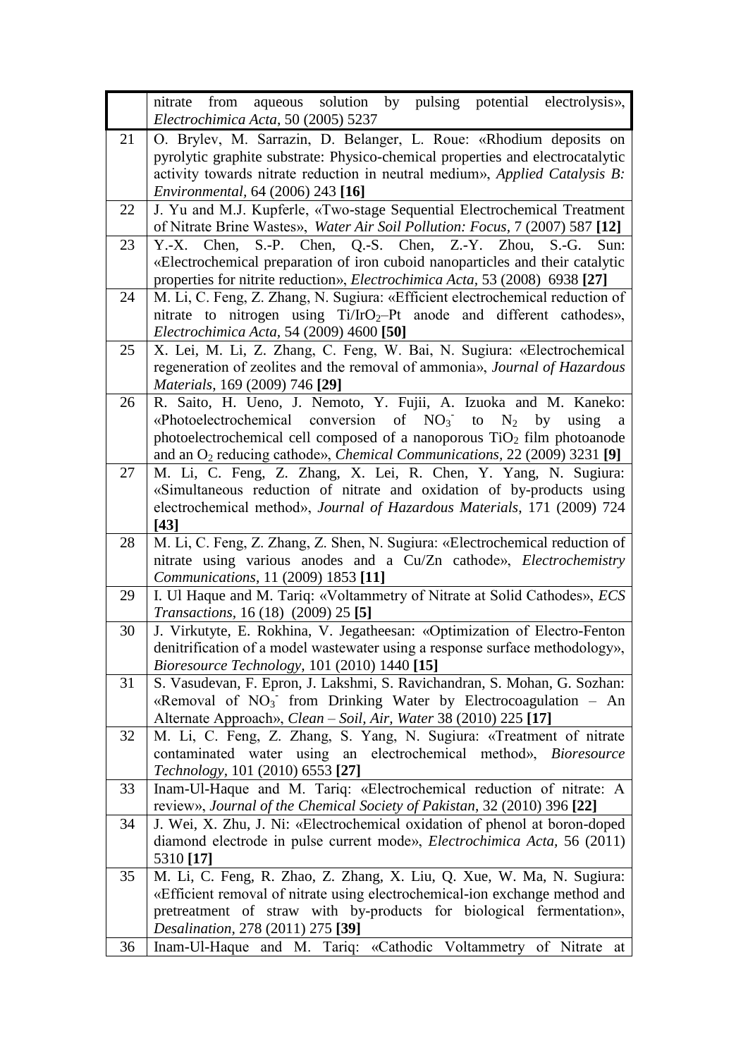|  |  |
|---|---|
|  | nitrate from aqueous solution by pulsing potential electrolysis», *Electrochimica Acta*, 50 (2005) 5237 |
| 21 | O. Brylev, M. Sarrazin, D. Belanger, L. Roue: «Rhodium deposits on pyrolytic graphite substrate: Physico-chemical properties and electrocatalytic activity towards nitrate reduction in neutral medium», *Applied Catalysis B: Environmental*, 64 (2006) 243 **[16]** |
| 22 | J. Yu and M.J. Kupferle, «Two-stage Sequential Electrochemical Treatment of Nitrate Brine Wastes», *Water Air Soil Pollution: Focus*, 7 (2007) 587 **[12]** |
| 23 | Y.-X. Chen, S.-P. Chen, Q.-S. Chen, Z.-Y. Zhou, S.-G. Sun: «Electrochemical preparation of iron cuboid nanoparticles and their catalytic properties for nitrite reduction», *Electrochimica Acta*, 53 (2008) 6938 **[27]** |
| 24 | M. Li, C. Feng, Z. Zhang, N. Sugiura: «Efficient electrochemical reduction of nitrate to nitrogen using $Ti/IrO_2$–Pt anode and different cathodes», *Electrochimica Acta*, 54 (2009) 4600 **[50]** |
| 25 | X. Lei, M. Li, Z. Zhang, C. Feng, W. Bai, N. Sugiura: «Electrochemical regeneration of zeolites and the removal of ammonia», *Journal of Hazardous Materials*, 169 (2009) 746 **[29]** |
| 26 | R. Saito, H. Ueno, J. Nemoto, Y. Fujii, A. Izuoka and M. Kaneko: «Photoelectrochemical conversion of $NO_3^-$ to $N_2$ by using a photoelectrochemical cell composed of a nanoporous $TiO_2$ film photoanode and an $O_2$ reducing cathode», *Chemical Communications*, 22 (2009) 3231 **[9]** |
| 27 | M. Li, C. Feng, Z. Zhang, X. Lei, R. Chen, Y. Yang, N. Sugiura: «Simultaneous reduction of nitrate and oxidation of by-products using electrochemical method», *Journal of Hazardous Materials*, 171 (2009) 724 **[43]** |
| 28 | M. Li, C. Feng, Z. Zhang, Z. Shen, N. Sugiura: «Electrochemical reduction of nitrate using various anodes and a Cu/Zn cathode», *Electrochemistry Communications*, 11 (2009) 1853 **[11]** |
| 29 | I. Ul Haque and M. Tariq: «Voltammetry of Nitrate at Solid Cathodes», *ECS Transactions*, 16 (18) (2009) 25 **[5]** |
| 30 | J. Virkutyte, E. Rokhina, V. Jegatheesan: «Optimization of Electro-Fenton denitrification of a model wastewater using a response surface methodology», *Bioresource Technology*, 101 (2010) 1440 **[15]** |
| 31 | S. Vasudevan, F. Epron, J. Lakshmi, S. Ravichandran, S. Mohan, G. Sozhan: «Removal of $NO_3^-$ from Drinking Water by Electrocoagulation – An Alternate Approach», *Clean – Soil, Air, Water* 38 (2010) 225 **[17]** |
| 32 | M. Li, C. Feng, Z. Zhang, S. Yang, N. Sugiura: «Treatment of nitrate contaminated water using an electrochemical method», *Bioresource Technology*, 101 (2010) 6553 **[27]** |
| 33 | Inam-Ul-Haque and M. Tariq: «Electrochemical reduction of nitrate: A review», *Journal of the Chemical Society of Pakistan*, 32 (2010) 396 **[22]** |
| 34 | J. Wei, X. Zhu, J. Ni: «Electrochemical oxidation of phenol at boron-doped diamond electrode in pulse current mode», *Electrochimica Acta*, 56 (2011) 5310 **[17]** |
| 35 | M. Li, C. Feng, R. Zhao, Z. Zhang, X. Liu, Q. Xue, W. Ma, N. Sugiura: «Efficient removal of nitrate using electrochemical-ion exchange method and pretreatment of straw with by-products for biological fermentation», *Desalination*, 278 (2011) 275 **[39]** |
| 36 | Inam-Ul-Haque and M. Tariq: «Cathodic Voltammetry of Nitrate at |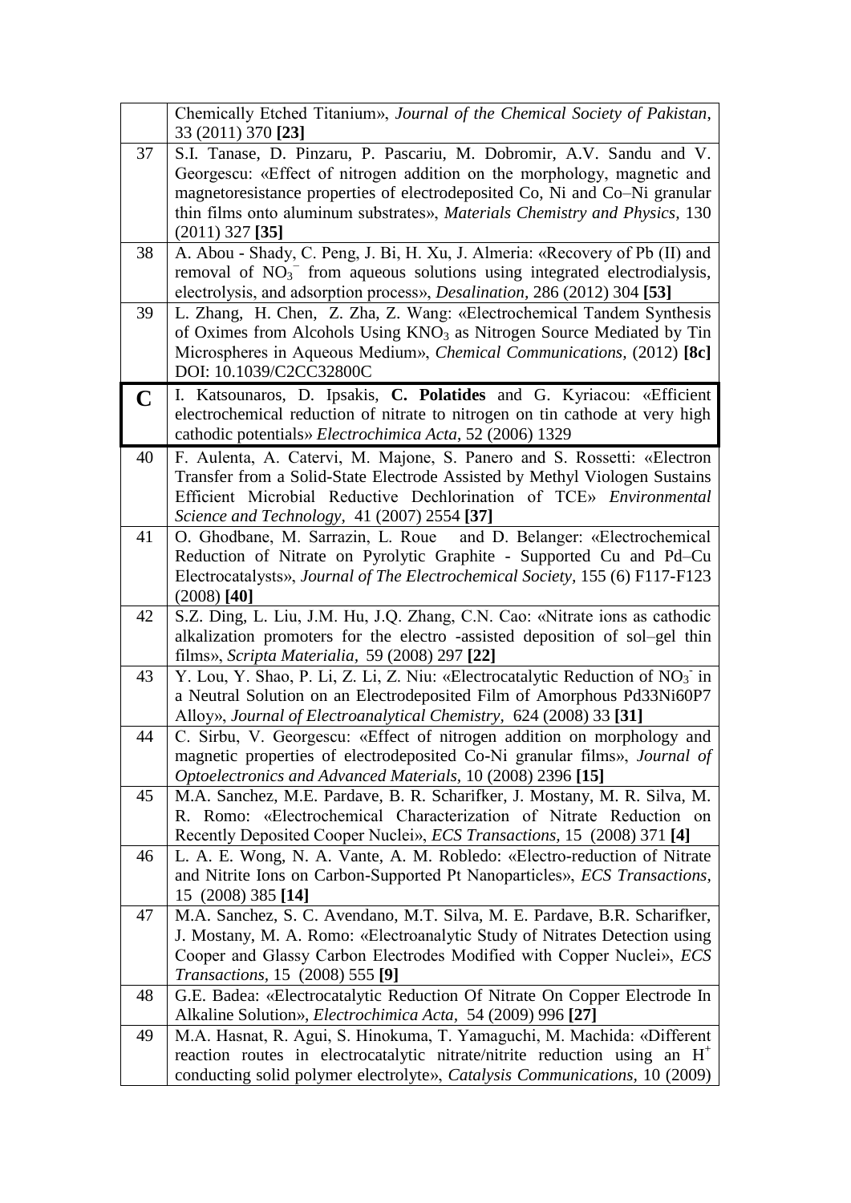| | |
|---|---|
| | Chemically Etched Titanium», *Journal of the Chemical Society of Pakistan*, 33 (2011) 370 **[23]** |
| 37 | S.I. Tanase, D. Pinzaru, P. Pascariu, M. Dobromir, A.V. Sandu and V. Georgescu: «Effect of nitrogen addition on the morphology, magnetic and magnetoresistance properties of electrodeposited Co, Ni and Co–Ni granular thin films onto aluminum substrates», *Materials Chemistry and Physics,* 130 (2011) 327 **[35]** |
| 38 | A. Abou - Shady, C. Peng, J. Bi, H. Xu, J. Almeria: «Recovery of Pb (II) and removal of $NO_3^-$ from aqueous solutions using integrated electrodialysis, electrolysis, and adsorption process», *Desalination,* 286 (2012) 304 **[53]** |
| 39 | L. Zhang, H. Chen, Z. Zha, Z. Wang: «Electrochemical Tandem Synthesis of Oximes from Alcohols Using $KNO_3$ as Nitrogen Source Mediated by Tin Microspheres in Aqueous Medium», *Chemical Communications,* (2012) **[8c]** DOI: 10.1039/C2CC32800C |
| **C** | I. Katsounaros, D. Ipsakis, **C. Polatides** and G. Kyriacou: «Efficient electrochemical reduction of nitrate to nitrogen on tin cathode at very high cathodic potentials» *Electrochimica Acta,* 52 (2006) 1329 |
| 40 | F. Aulenta, A. Catervi, M. Majone, S. Panero and S. Rossetti: «Electron Transfer from a Solid-State Electrode Assisted by Methyl Viologen Sustains Efficient Microbial Reductive Dechlorination of TCE» *Environmental Science and Technology,* 41 (2007) 2554 **[37]** |
| 41 | O. Ghodbane, M. Sarrazin, L. Roue and D. Belanger: «Electrochemical Reduction of Nitrate on Pyrolytic Graphite - Supported Cu and Pd–Cu Electrocatalysts», *Journal of The Electrochemical Society,* 155 (6) F117-F123 (2008) **[40]** |
| 42 | S.Z. Ding, L. Liu, J.M. Hu, J.Q. Zhang, C.N. Cao: «Nitrate ions as cathodic alkalization promoters for the electro -assisted deposition of sol–gel thin films», *Scripta Materialia,* 59 (2008) 297 **[22]** |
| 43 | Y. Lou, Y. Shao, P. Li, Z. Li, Z. Niu: «Electrocatalytic Reduction of $NO_3^-$ in a Neutral Solution on an Electrodeposited Film of Amorphous Pd33Ni60P7 Alloy», *Journal of Electroanalytical Chemistry,* 624 (2008) 33 **[31]** |
| 44 | C. Sirbu, V. Georgescu: «Effect of nitrogen addition on morphology and magnetic properties of electrodeposited Co-Ni granular films», *Journal of Optoelectronics and Advanced Materials,* 10 (2008) 2396 **[15]** |
| 45 | M.A. Sanchez, M.E. Pardave, B. R. Scharifker, J. Mostany, M. R. Silva, M. R. Romo: «Electrochemical Characterization of Nitrate Reduction on Recently Deposited Cooper Nuclei», *ECS Transactions,* 15 (2008) 371 **[4]** |
| 46 | L. A. E. Wong, N. A. Vante, A. M. Robledo: «Electro-reduction of Nitrate and Nitrite Ions on Carbon-Supported Pt Nanoparticles», *ECS Transactions,* 15 (2008) 385 **[14]** |
| 47 | M.A. Sanchez, S. C. Avendano, M.T. Silva, M. E. Pardave, B.R. Scharifker, J. Mostany, M. A. Romo: «Electroanalytic Study of Nitrates Detection using Cooper and Glassy Carbon Electrodes Modified with Copper Nuclei», *ECS Transactions,* 15 (2008) 555 **[9]** |
| 48 | G.E. Badea: «Electrocatalytic Reduction Of Nitrate On Copper Electrode In Alkaline Solution», *Electrochimica Acta,* 54 (2009) 996 **[27]** |
| 49 | M.A. Hasnat, R. Agui, S. Hinokuma, T. Yamaguchi, M. Machida: «Different reaction routes in electrocatalytic nitrate/nitrite reduction using an $H^+$ conducting solid polymer electrolyte», *Catalysis Communications,* 10 (2009) |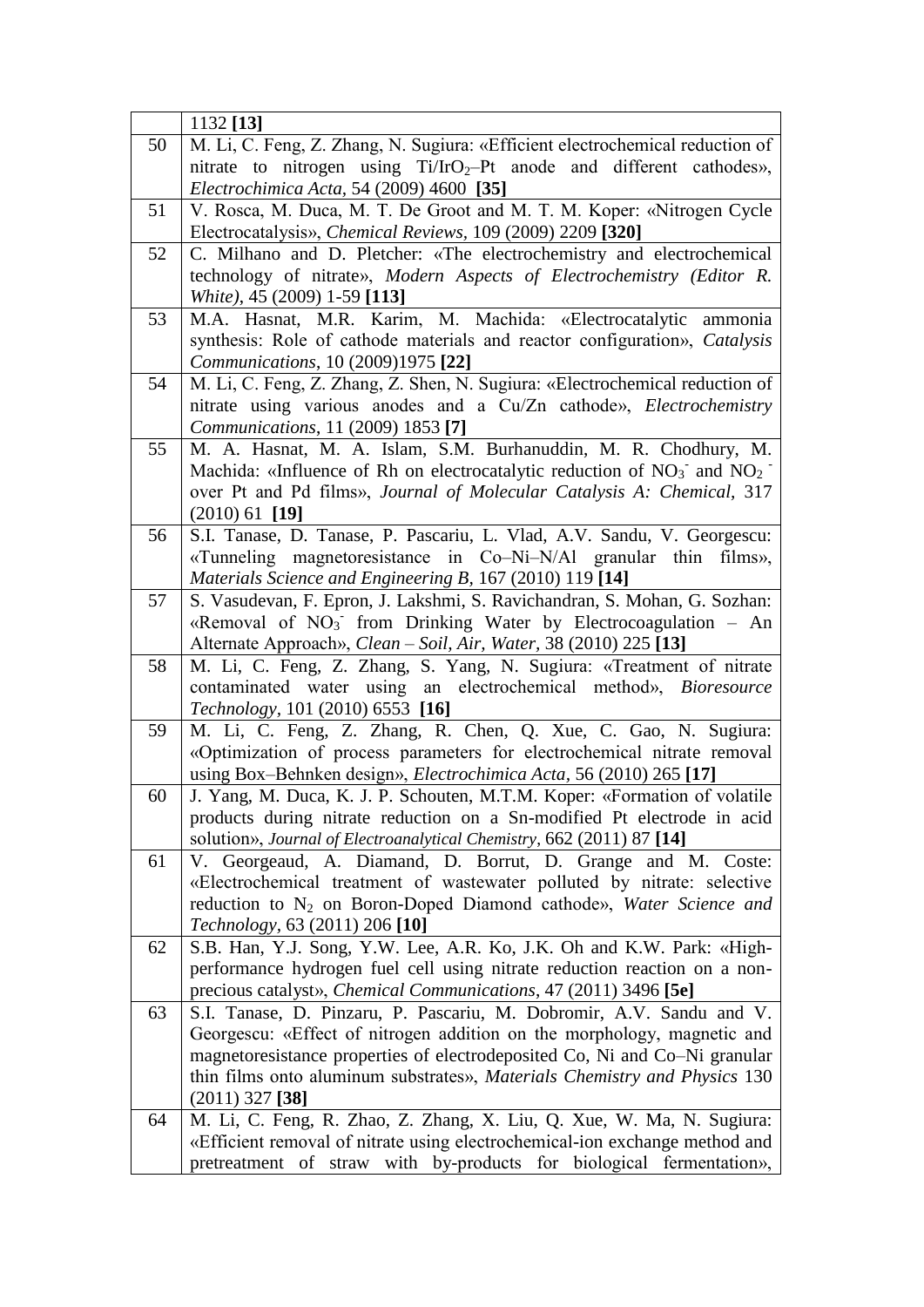| | |
|---|---|
| | 1132 **[13]** |
| 50 | M. Li, C. Feng, Z. Zhang, N. Sugiura: «Efficient electrochemical reduction of nitrate to nitrogen using Ti/$IrO_2$–Pt anode and different cathodes», *Electrochimica Acta*, 54 (2009) 4600 **[35]** |
| 51 | V. Rosca, M. Duca, M. T. De Groot and M. T. M. Koper: «Nitrogen Cycle Electrocatalysis», *Chemical Reviews*, 109 (2009) 2209 **[320]** |
| 52 | C. Milhano and D. Pletcher: «The electrochemistry and electrochemical technology of nitrate», *Modern Aspects of Electrochemistry (Editor R. White)*, 45 (2009) 1-59 **[113]** |
| 53 | M.A. Hasnat, M.R. Karim, M. Machida: «Electrocatalytic ammonia synthesis: Role of cathode materials and reactor configuration», *Catalysis Communications*, 10 (2009)1975 **[22]** |
| 54 | M. Li, C. Feng, Z. Zhang, Z. Shen, N. Sugiura: «Electrochemical reduction of nitrate using various anodes and a Cu/Zn cathode», *Electrochemistry Communications*, 11 (2009) 1853 **[7]** |
| 55 | M. A. Hasnat, M. A. Islam, S.M. Burhanuddin, M. R. Chodhury, M. Machida: «Influence of Rh on electrocatalytic reduction of $NO_3^-$ and $NO_2^-$ over Pt and Pd films», *Journal of Molecular Catalysis A: Chemical*, 317 (2010) 61 **[19]** |
| 56 | S.I. Tanase, D. Tanase, P. Pascariu, L. Vlad, A.V. Sandu, V. Georgescu: «Tunneling magnetoresistance in Co–Ni–N/Al granular thin films», *Materials Science and Engineering B*, 167 (2010) 119 **[14]** |
| 57 | S. Vasudevan, F. Epron, J. Lakshmi, S. Ravichandran, S. Mohan, G. Sozhan: «Removal of $NO_3^-$ from Drinking Water by Electrocoagulation – An Alternate Approach», *Clean – Soil, Air, Water*, 38 (2010) 225 **[13]** |
| 58 | M. Li, C. Feng, Z. Zhang, S. Yang, N. Sugiura: «Treatment of nitrate contaminated water using an electrochemical method», *Bioresource Technology*, 101 (2010) 6553 **[16]** |
| 59 | M. Li, C. Feng, Z. Zhang, R. Chen, Q. Xue, C. Gao, N. Sugiura: «Optimization of process parameters for electrochemical nitrate removal using Box–Behnken design», *Electrochimica Acta*, 56 (2010) 265 **[17]** |
| 60 | J. Yang, M. Duca, K. J. P. Schouten, M.T.M. Koper: «Formation of volatile products during nitrate reduction on a Sn-modified Pt electrode in acid solution», *Journal of Electroanalytical Chemistry*, 662 (2011) 87 **[14]** |
| 61 | V. Georgeaud, A. Diamand, D. Borrut, D. Grange and M. Coste: «Electrochemical treatment of wastewater polluted by nitrate: selective reduction to $N_2$ on Boron-Doped Diamond cathode», *Water Science and Technology*, 63 (2011) 206 **[10]** |
| 62 | S.B. Han, Y.J. Song, Y.W. Lee, A.R. Ko, J.K. Oh and K.W. Park: «High-performance hydrogen fuel cell using nitrate reduction reaction on a non-precious catalyst», *Chemical Communications*, 47 (2011) 3496 **[5e]** |
| 63 | S.I. Tanase, D. Pinzaru, P. Pascariu, M. Dobromir, A.V. Sandu and V. Georgescu: «Effect of nitrogen addition on the morphology, magnetic and magnetoresistance properties of electrodeposited Co, Ni and Co–Ni granular thin films onto aluminum substrates», *Materials Chemistry and Physics* 130 (2011) 327 **[38]** |
| 64 | M. Li, C. Feng, R. Zhao, Z. Zhang, X. Liu, Q. Xue, W. Ma, N. Sugiura: «Efficient removal of nitrate using electrochemical-ion exchange method and pretreatment of straw with by-products for biological fermentation», |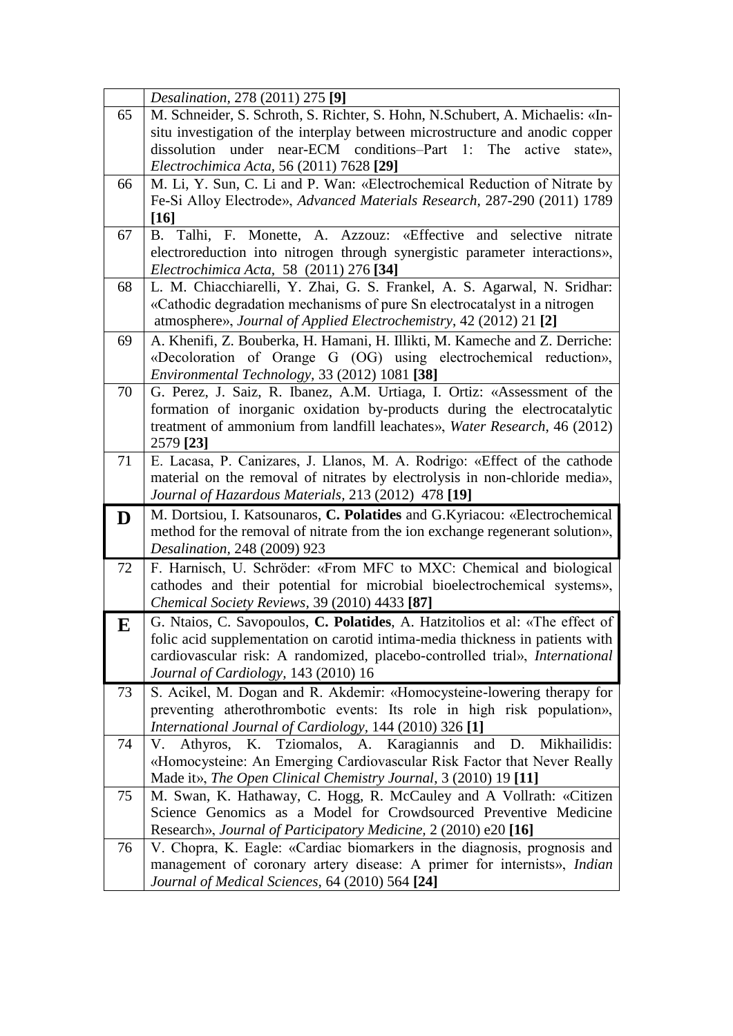| | |
|---|---|
| | *Desalination*, 278 (2011) 275 **[9]** |
| 65 | M. Schneider, S. Schroth, S. Richter, S. Hohn, N.Schubert, A. Michaelis: «In-situ investigation of the interplay between microstructure and anodic copper dissolution under near-ECM conditions–Part 1: The active state», *Electrochimica Acta*, 56 (2011) 7628 **[29]** |
| 66 | M. Li, Y. Sun, C. Li and P. Wan: «Electrochemical Reduction of Nitrate by Fe-Si Alloy Electrode», *Advanced Materials Research*, 287-290 (2011) 1789 **[16]** |
| 67 | B. Talhi, F. Monette, A. Azzouz: «Effective and selective nitrate electroreduction into nitrogen through synergistic parameter interactions», *Electrochimica Acta*, 58 (2011) 276 **[34]** |
| 68 | L. M. Chiacchiarelli, Y. Zhai, G. S. Frankel, A. S. Agarwal, N. Sridhar: «Cathodic degradation mechanisms of pure Sn electrocatalyst in a nitrogen atmosphere», *Journal of Applied Electrochemistry*, 42 (2012) 21 **[2]** |
| 69 | A. Khenifi, Z. Bouberka, H. Hamani, H. Illikti, M. Kameche and Z. Derriche: «Decoloration of Orange G (OG) using electrochemical reduction», *Environmental Technology*, 33 (2012) 1081 **[38]** |
| 70 | G. Perez, J. Saiz, R. Ibanez, A.M. Urtiaga, I. Ortiz: «Assessment of the formation of inorganic oxidation by-products during the electrocatalytic treatment of ammonium from landfill leachates», *Water Research*, 46 (2012) 2579 **[23]** |
| 71 | E. Lacasa, P. Canizares, J. Llanos, M. A. Rodrigo: «Effect of the cathode material on the removal of nitrates by electrolysis in non-chloride media», *Journal of Hazardous Materials*, 213 (2012) 478 **[19]** |
| **D** | M. Dortsiou, I. Katsounaros, **C. Polatides** and G.Kyriacou: «Electrochemical method for the removal of nitrate from the ion exchange regenerant solution», *Desalination*, 248 (2009) 923 |
| 72 | F. Harnisch, U. Schröder: «From MFC to MXC: Chemical and biological cathodes and their potential for microbial bioelectrochemical systems», *Chemical Society Reviews*, 39 (2010) 4433 **[87]** |
| **E** | G. Ntaios, C. Savopoulos, **C. Polatides**, A. Hatzitolios et al: «The effect of folic acid supplementation on carotid intima-media thickness in patients with cardiovascular risk: A randomized, placebo-controlled trial», *International Journal of Cardiology*, 143 (2010) 16 |
| 73 | S. Acikel, M. Dogan and R. Akdemir: «Homocysteine-lowering therapy for preventing atherothrombotic events: Its role in high risk population», *International Journal of Cardiology*, 144 (2010) 326 **[1]** |
| 74 | V. Athyros, K. Tziomalos, A. Karagiannis and D. Mikhailidis: «Homocysteine: An Emerging Cardiovascular Risk Factor that Never Really Made it», *The Open Clinical Chemistry Journal*, 3 (2010) 19 **[11]** |
| 75 | M. Swan, K. Hathaway, C. Hogg, R. McCauley and A Vollrath: «Citizen Science Genomics as a Model for Crowdsourced Preventive Medicine Research», *Journal of Participatory Medicine*, 2 (2010) e20 **[16]** |
| 76 | V. Chopra, K. Eagle: «Cardiac biomarkers in the diagnosis, prognosis and management of coronary artery disease: A primer for internists», *Indian Journal of Medical Sciences*, 64 (2010) 564 **[24]** |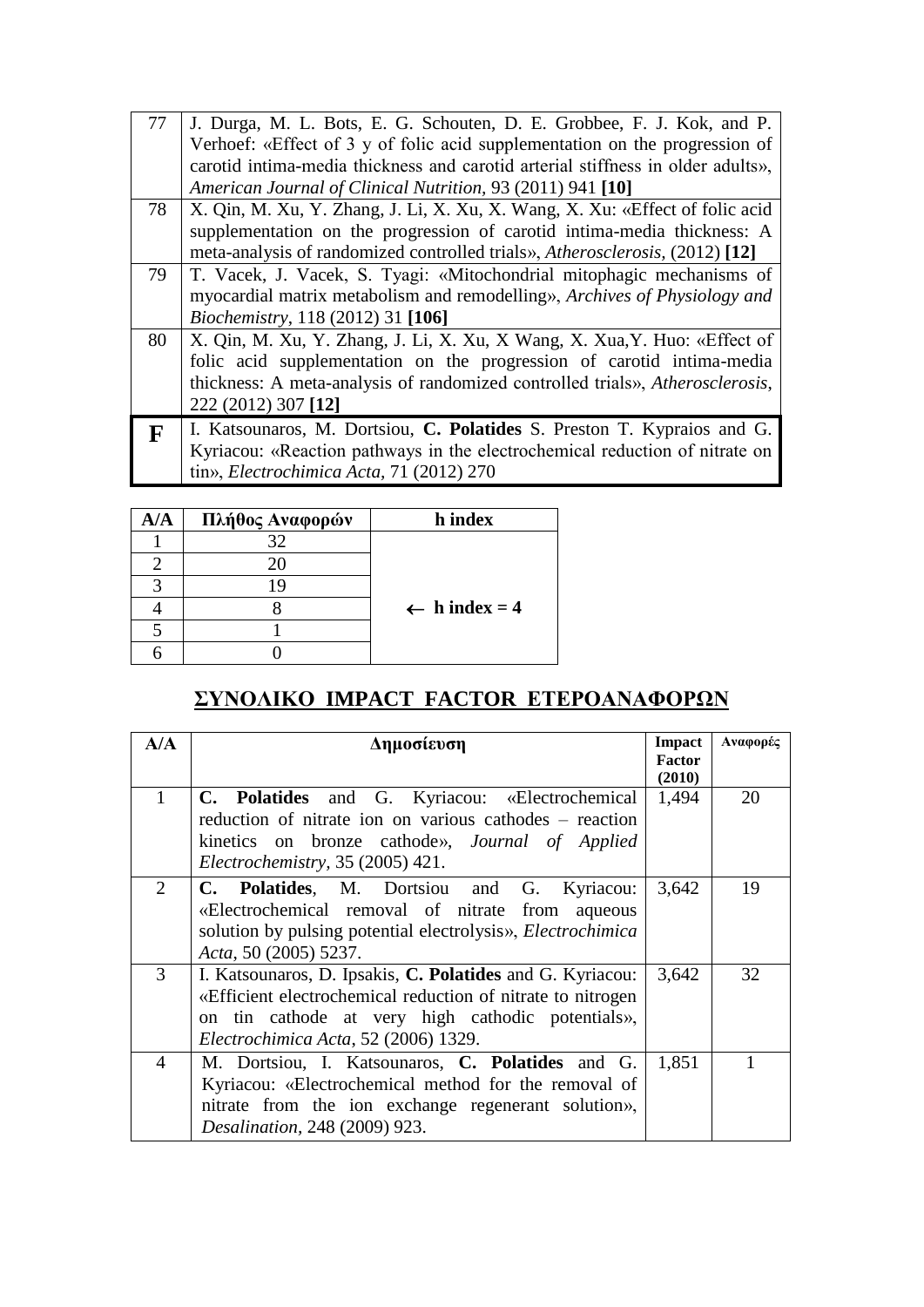| | |
|---|---|
| 77 | J. Durga, M. L. Bots, E. G. Schouten, D. E. Grobbee, F. J. Kok, and P. Verhoef: «Effect of 3 y of folic acid supplementation on the progression of carotid intima-media thickness and carotid arterial stiffness in older adults», *American Journal of Clinical Nutrition*, 93 (2011) 941 **[10]** |
| 78 | X. Qin, M. Xu, Y. Zhang, J. Li, X. Xu, X. Wang, X. Xu: «Effect of folic acid supplementation on the progression of carotid intima-media thickness: A meta-analysis of randomized controlled trials», *Atherosclerosis*, (2012) **[12]** |
| 79 | T. Vacek, J. Vacek, S. Tyagi: «Mitochondrial mitophagic mechanisms of myocardial matrix metabolism and remodelling», *Archives of Physiology and Biochemistry*, 118 (2012) 31 **[106]** |
| 80 | X. Qin, M. Xu, Y. Zhang, J. Li, X. Xu, X Wang, X. Xua,Y. Huo: «Effect of folic acid supplementation on the progression of carotid intima-media thickness: A meta-analysis of randomized controlled trials», *Atherosclerosis*, 222 (2012) 307 **[12]** |
| **F** | I. Katsounaros, M. Dortsiou, **C. Polatides** S. Preston T. Kypraios and G. Kyriacou: «Reaction pathways in the electrochemical reduction of nitrate on tin», *Electrochimica Acta*, 71 (2012) 270 |

| A/A | Πλήθος Αναφορών | h index |
|---|---|---|
| 1 | 32 | |
| 2 | 20 | |
| 3 | 19 | |
| 4 | 8 | ← **h index = 4** |
| 5 | 1 | |
| 6 | 0 | |

## ΣΥΝΟΛΙΚΟ IMPACT FACTOR ΕΤΕΡΟΑΝΑΦΟΡΩΝ

| A/A | Δημοσίευση | Impact Factor (2010) | Αναφορές |
|---|---|---|---|
| 1 | **C. Polatides** and G. Kyriacou: «Electrochemical reduction of nitrate ion on various cathodes – reaction kinetics on bronze cathode», *Journal of Applied Electrochemistry*, 35 (2005) 421. | 1,494 | 20 |
| 2 | **C. Polatides**, M. Dortsiou and G. Kyriacou: «Electrochemical removal of nitrate from aqueous solution by pulsing potential electrolysis», *Electrochimica Acta*, 50 (2005) 5237. | 3,642 | 19 |
| 3 | I. Katsounaros, D. Ipsakis, **C. Polatides** and G. Kyriacou: «Efficient electrochemical reduction of nitrate to nitrogen on tin cathode at very high cathodic potentials», *Electrochimica Acta*, 52 (2006) 1329. | 3,642 | 32 |
| 4 | M. Dortsiou, I. Katsounaros, **C. Polatides** and G. Kyriacou: «Electrochemical method for the removal of nitrate from the ion exchange regenerant solution», *Desalination*, 248 (2009) 923. | 1,851 | 1 |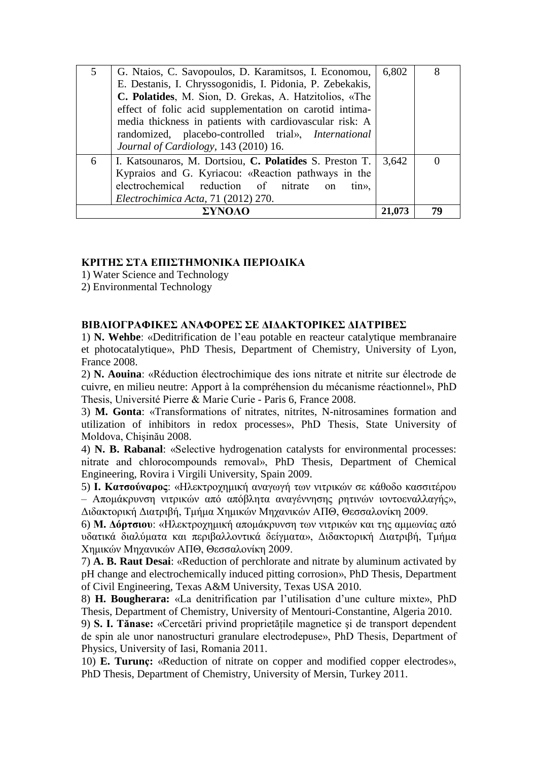| | | | |
|---|---|---|---|
| 5 | G. Ntaios, C. Savopoulos, D. Karamitsos, I. Economou, E. Destanis, I. Chryssogonidis, I. Pidonia, P. Zebekakis, **C. Polatides**, M. Sion, D. Grekas, A. Hatzitolios, «The effect of folic acid supplementation on carotid intima-media thickness in patients with cardiovascular risk: A randomized, placebo-controlled trial», *International Journal of Cardiology*, 143 (2010) 16. | 6,802 | 8 |
| 6 | I. Katsounaros, M. Dortsiou, **C. Polatides** S. Preston T. Kypraios and G. Kyriacou: «Reaction pathways in the electrochemical reduction of nitrate on tin», *Electrochimica Acta*, 71 (2012) 270. | 3,642 | 0 |
| **ΣΥΝΟΛΟ** | | **21,073** | **79** |

**ΚΡΙΤΗΣ ΣΤΑ ΕΠΙΣΤΗΜΟΝΙΚΑ ΠΕΡΙΟΔΙΚΑ**

1) Water Science and Technology
2) Environmental Technology

**ΒΙΒΛΙΟΓΡΑΦΙΚΕΣ ΑΝΑΦΟΡΕΣ ΣΕ ΔΙΔΑΚΤΟΡΙΚΕΣ ΔΙΑΤΡΙΒΕΣ**

1) **N. Wehbe**: «Deditrification de l'eau potable en reacteur catalytique membranaire et photocatalytique», PhD Thesis, Department of Chemistry, University of Lyon, France 2008.

2) **N. Aouina**: «Réduction électrochimique des ions nitrate et nitrite sur électrode de cuivre, en milieu neutre: Apport à la compréhension du mécanisme réactionnel», PhD Thesis, Université Pierre & Marie Curie - Paris 6, France 2008.

3) **M. Gonta**: «Transformations of nitrates, nitrites, N-nitrosamines formation and utilization of inhibitors in redox processes», PhD Thesis, State University of Moldova, Chişinău 2008.

4) **N. B. Rabanal**: «Selective hydrogenation catalysts for environmental processes: nitrate and chlorocompounds removal», PhD Thesis, Department of Chemical Engineering, Rovira i Virgili University, Spain 2009.

5) **Ι. Κατσούναρος**: «Ηλεκτροχημική αναγωγή των νιτρικών σε κάθοδο κασσιτέρου – Απομάκρυνση νιτρικών από απόβλητα αναγέννησης ρητινών ιοντοεναλλαγής», Διδακτορική Διατριβή, Τμήμα Χημικών Μηχανικών ΑΠΘ, Θεσσαλονίκη 2009.

6) **Μ. Δόρτσιου**: «Ηλεκτροχημική απομάκρυνση των νιτρικών και της αμμωνίας από υδατικά διαλύματα και περιβαλλοντικά δείγματα», Διδακτορική Διατριβή, Τμήμα Χημικών Μηχανικών ΑΠΘ, Θεσσαλονίκη 2009.

7) **A. B. Raut Desai**: «Reduction of perchlorate and nitrate by aluminum activated by pH change and electrochemically induced pitting corrosion», PhD Thesis, Department of Civil Engineering, Texas A&M University, Texas USA 2010.

8) **H. Bougherara:** «La denitrification par l'utilisation d'une culture mixte», PhD Thesis, Department of Chemistry, University of Mentouri-Constantine, Algeria 2010.

9) **S. I. Tănase:** «Cercetări privind proprietățile magnetice şi de transport dependent de spin ale unor nanostructuri granulare electrodepuse», PhD Thesis, Department of Physics, University of Iasi, Romania 2011.

10) **E. Turunç:** «Reduction of nitrate on copper and modified copper electrodes», PhD Thesis, Department of Chemistry, University of Mersin, Turkey 2011.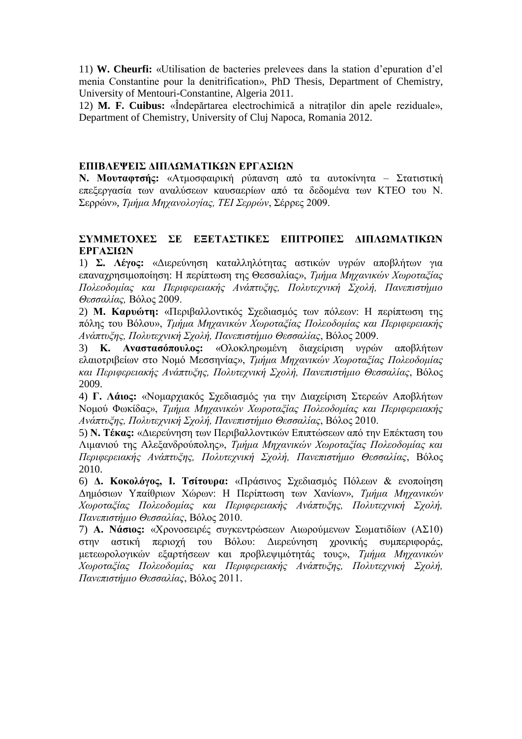11) **W. Cheurfi:** «Utilisation de bacteries prelevees dans la station d'epuration d'el menia Constantine pour la denitrification», PhD Thesis, Department of Chemistry, University of Mentouri-Constantine, Algeria 2011.

12) **M. F. Cuibus:** «Îndepărtarea electrochimică a nitraților din apele reziduale», Department of Chemistry, University of Cluj Napoca, Romania 2012.

## ΕΠΙΒΛΕΨΕΙΣ ΔΙΠΛΩΜΑΤΙΚΩΝ ΕΡΓΑΣΙΩΝ

**Ν. Μουταφτσής:** «Ατμοσφαιρική ρύπανση από τα αυτοκίνητα – Στατιστική επεξεργασία των αναλύσεων καυσαερίων από τα δεδομένα των ΚΤΕΟ του Ν. Σερρών», *Τμήμα Μηχανολογίας, ΤΕΙ Σερρών*, Σέρρες 2009.

## ΣΥΜΜΕΤΟΧΕΣ ΣΕ ΕΞΕΤΑΣΤΙΚΕΣ ΕΠΙΤΡΟΠΕΣ ΔΙΠΛΩΜΑΤΙΚΩΝ ΕΡΓΑΣΙΩΝ

1) **Σ. Λέγος:** «Διερεύνηση καταλληλότητας αστικών υγρών αποβλήτων για επαναχρησιμοποίηση: Η περίπτωση της Θεσσαλίας», *Τμήμα Μηχανικών Χωροταξίας Πολεοδομίας και Περιφερειακής Ανάπτυξης, Πολυτεχνική Σχολή, Πανεπιστήμιο Θεσσαλίας,* Βόλος 2009.

2) **Μ. Καρυώτη:** «Περιβαλλοντικός Σχεδιασμός των πόλεων: Η περίπτωση της πόλης του Βόλου», *Τμήμα Μηχανικών Χωροταξίας Πολεοδομίας και Περιφερειακής Ανάπτυξης, Πολυτεχνική Σχολή, Πανεπιστήμιο Θεσσαλίας*, Βόλος 2009.

3) **Κ. Αναστασόπουλος:** «Ολοκληρωμένη διαχείριση υγρών αποβλήτων ελαιοτριβείων στο Νομό Μεσσηνίας», *Τμήμα Μηχανικών Χωροταξίας Πολεοδομίας και Περιφερειακής Ανάπτυξης, Πολυτεχνική Σχολή, Πανεπιστήμιο Θεσσαλίας*, Βόλος 2009.

4) **Γ. Λάιος:** «Νομαρχιακός Σχεδιασμός για την Διαχείριση Στερεών Αποβλήτων Νομού Φωκίδας», *Τμήμα Μηχανικών Χωροταξίας Πολεοδομίας και Περιφερειακής Ανάπτυξης, Πολυτεχνική Σχολή, Πανεπιστήμιο Θεσσαλίας*, Βόλος 2010.

5) **Ν. Τέκας:** «Διερεύνηση των Περιβαλλοντικών Επιπτώσεων από την Επέκταση του Λιμανιού της Αλεξανδρούπολης», *Τμήμα Μηχανικών Χωροταξίας Πολεοδομίας και Περιφερειακής Ανάπτυξης, Πολυτεχνική Σχολή, Πανεπιστήμιο Θεσσαλίας*, Βόλος 2010.

6) **Δ. Κοκολόγος, Ι. Τσίτουρα:** «Πράσινος Σχεδιασμός Πόλεων & ενοποίηση Δημόσιων Υπαίθριων Χώρων: Η Περίπτωση των Χανίων», *Τμήμα Μηχανικών Χωροταξίας Πολεοδομίας και Περιφερειακής Ανάπτυξης, Πολυτεχνική Σχολή, Πανεπιστήμιο Θεσσαλίας*, Βόλος 2010.

7) **Α. Νάσιος:** «Χρονοσειρές συγκεντρώσεων Αιωρούμενων Σωματιδίων (ΑΣ10) στην αστική περιοχή του Βόλου: Διερεύνηση χρονικής συμπεριφοράς, μετεωρολογικών εξαρτήσεων και προβλεψιμότητάς τους», *Τμήμα Μηχανικών Χωροταξίας Πολεοδομίας και Περιφερειακής Ανάπτυξης, Πολυτεχνική Σχολή, Πανεπιστήμιο Θεσσαλίας*, Βόλος 2011.